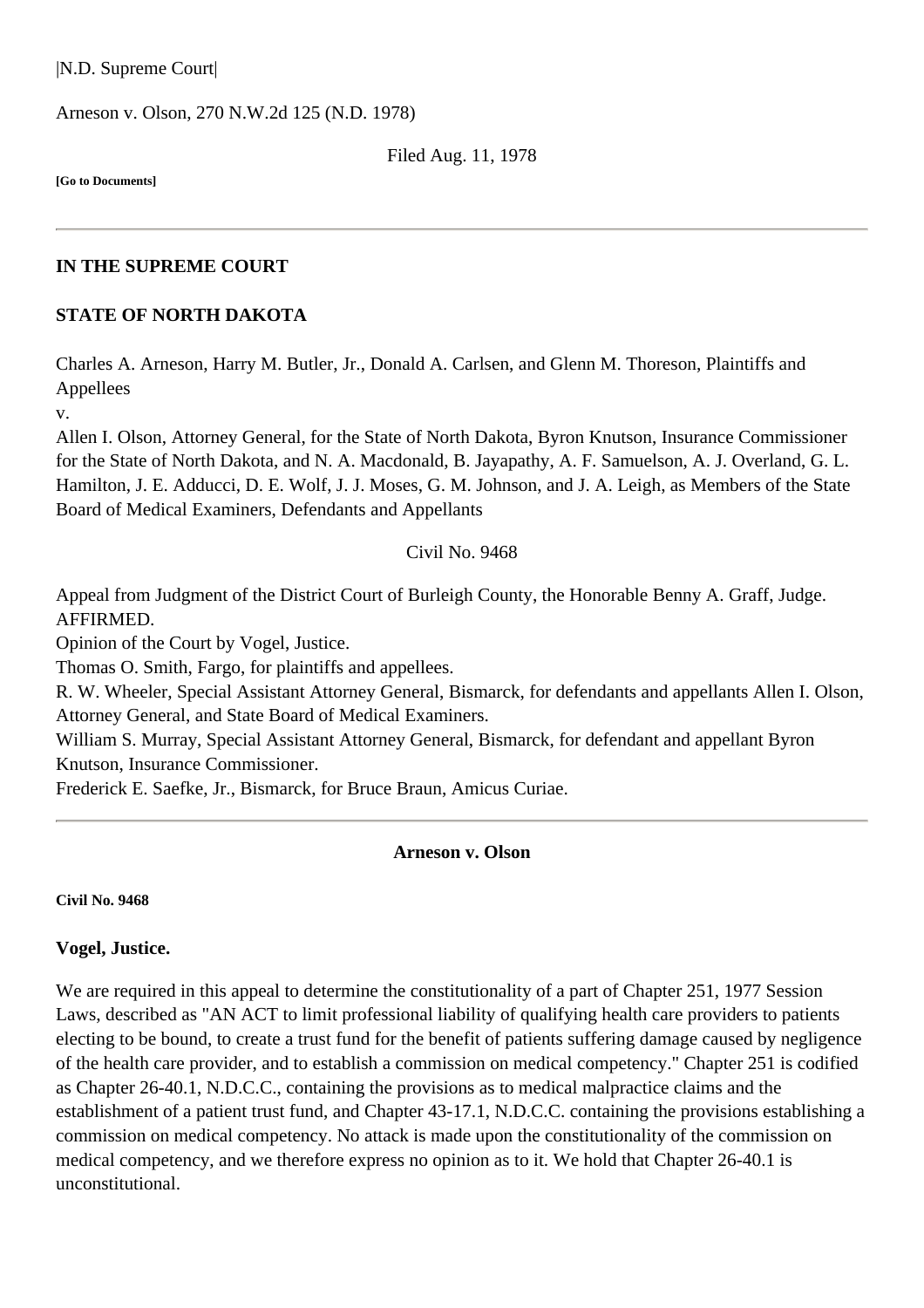|N.D. Supreme Court|

Arneson v. Olson, 270 N.W.2d 125 (N.D. 1978)

Filed Aug. 11, 1978

**[Go to Documents]**

---

**IN THE SUPREME COURT**

**STATE OF NORTH DAKOTA**

Charles A. Arneson, Harry M. Butler, Jr., Donald A. Carlsen, and Glenn M. Thoreson, Plaintiffs and Appellees
v.
Allen I. Olson, Attorney General, for the State of North Dakota, Byron Knutson, Insurance Commissioner for the State of North Dakota, and N. A. Macdonald, B. Jayapathy, A. F. Samuelson, A. J. Overland, G. L. Hamilton, J. E. Adducci, D. E. Wolf, J. J. Moses, G. M. Johnson, and J. A. Leigh, as Members of the State Board of Medical Examiners, Defendants and Appellants

Civil No. 9468

Appeal from Judgment of the District Court of Burleigh County, the Honorable Benny A. Graff, Judge.
AFFIRMED.
Opinion of the Court by Vogel, Justice.
Thomas O. Smith, Fargo, for plaintiffs and appellees.
R. W. Wheeler, Special Assistant Attorney General, Bismarck, for defendants and appellants Allen I. Olson, Attorney General, and State Board of Medical Examiners.
William S. Murray, Special Assistant Attorney General, Bismarck, for defendant and appellant Byron Knutson, Insurance Commissioner.
Frederick E. Saefke, Jr., Bismarck, for Bruce Braun, Amicus Curiae.

---

**Arneson v. Olson**

**Civil No. 9468**

**Vogel, Justice.**

We are required in this appeal to determine the constitutionality of a part of Chapter 251, 1977 Session Laws, described as "AN ACT to limit professional liability of qualifying health care providers to patients electing to be bound, to create a trust fund for the benefit of patients suffering damage caused by negligence of the health care provider, and to establish a commission on medical competency." Chapter 251 is codified as Chapter 26-40.1, N.D.C.C., containing the provisions as to medical malpractice claims and the establishment of a patient trust fund, and Chapter 43-17.1, N.D.C.C. containing the provisions establishing a commission on medical competency. No attack is made upon the constitutionality of the commission on medical competency, and we therefore express no opinion as to it. We hold that Chapter 26-40.1 is unconstitutional.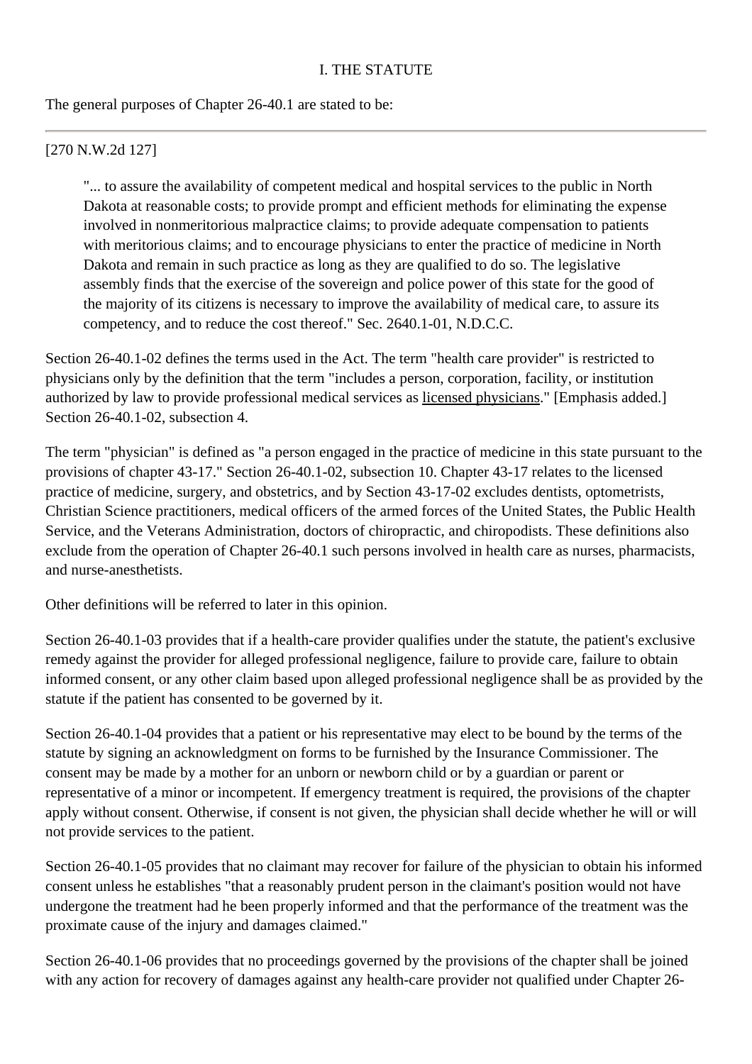## I. THE STATUTE

The general purposes of Chapter 26-40.1 are stated to be:

---

[270 N.W.2d 127]

> "... to assure the availability of competent medical and hospital services to the public in North Dakota at reasonable costs; to provide prompt and efficient methods for eliminating the expense involved in nonmeritorious malpractice claims; to provide adequate compensation to patients with meritorious claims; and to encourage physicians to enter the practice of medicine in North Dakota and remain in such practice as long as they are qualified to do so. The legislative assembly finds that the exercise of the sovereign and police power of this state for the good of the majority of its citizens is necessary to improve the availability of medical care, to assure its competency, and to reduce the cost thereof." Sec. 2640.1-01, N.D.C.C.

Section 26-40.1-02 defines the terms used in the Act. The term "health care provider" is restricted to physicians only by the definition that the term "includes a person, corporation, facility, or institution authorized by law to provide professional medical services as <u>licensed physicians</u>." [Emphasis added.] Section 26-40.1-02, subsection 4.

The term "physician" is defined as "a person engaged in the practice of medicine in this state pursuant to the provisions of chapter 43-17." Section 26-40.1-02, subsection 10. Chapter 43-17 relates to the licensed practice of medicine, surgery, and obstetrics, and by Section 43-17-02 excludes dentists, optometrists, Christian Science practitioners, medical officers of the armed forces of the United States, the Public Health Service, and the Veterans Administration, doctors of chiropractic, and chiropodists. These definitions also exclude from the operation of Chapter 26-40.1 such persons involved in health care as nurses, pharmacists, and nurse-anesthetists.

Other definitions will be referred to later in this opinion.

Section 26-40.1-03 provides that if a health-care provider qualifies under the statute, the patient's exclusive remedy against the provider for alleged professional negligence, failure to provide care, failure to obtain informed consent, or any other claim based upon alleged professional negligence shall be as provided by the statute if the patient has consented to be governed by it.

Section 26-40.1-04 provides that a patient or his representative may elect to be bound by the terms of the statute by signing an acknowledgment on forms to be furnished by the Insurance Commissioner. The consent may be made by a mother for an unborn or newborn child or by a guardian or parent or representative of a minor or incompetent. If emergency treatment is required, the provisions of the chapter apply without consent. Otherwise, if consent is not given, the physician shall decide whether he will or will not provide services to the patient.

Section 26-40.1-05 provides that no claimant may recover for failure of the physician to obtain his informed consent unless he establishes "that a reasonably prudent person in the claimant's position would not have undergone the treatment had he been properly informed and that the performance of the treatment was the proximate cause of the injury and damages claimed."

Section 26-40.1-06 provides that no proceedings governed by the provisions of the chapter shall be joined with any action for recovery of damages against any health-care provider not qualified under Chapter 26-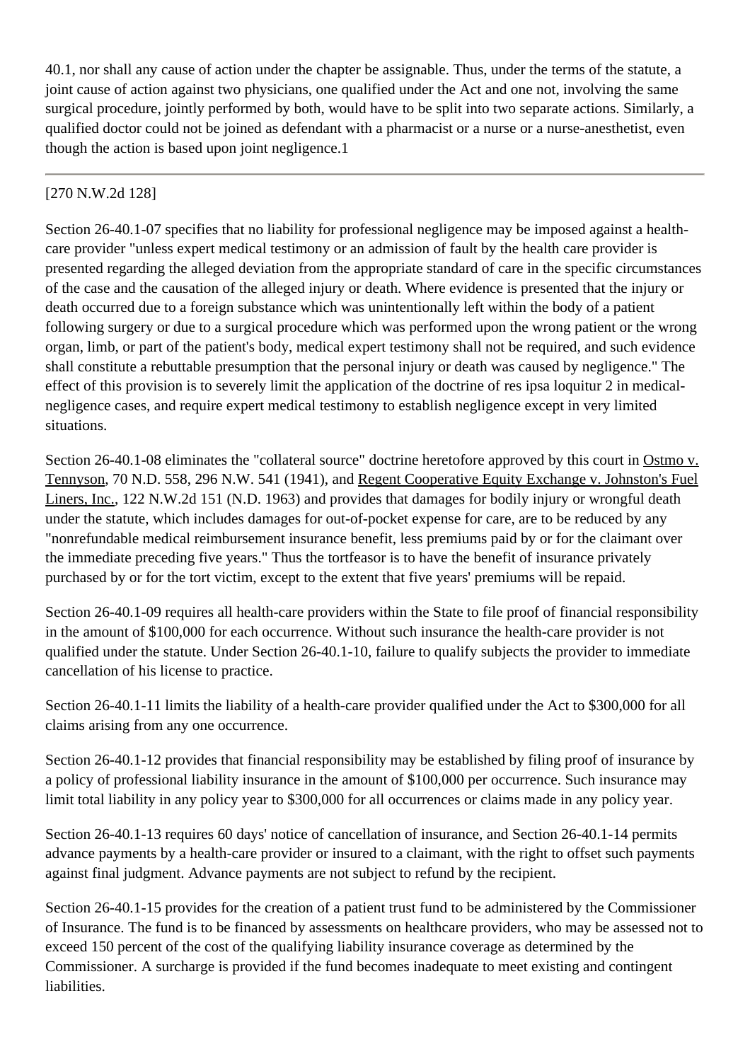40.1, nor shall any cause of action under the chapter be assignable. Thus, under the terms of the statute, a joint cause of action against two physicians, one qualified under the Act and one not, involving the same surgical procedure, jointly performed by both, would have to be split into two separate actions. Similarly, a qualified doctor could not be joined as defendant with a pharmacist or a nurse or a nurse-anesthetist, even though the action is based upon joint negligence.1

---

[270 N.W.2d 128]

Section 26-40.1-07 specifies that no liability for professional negligence may be imposed against a health-care provider "unless expert medical testimony or an admission of fault by the health care provider is presented regarding the alleged deviation from the appropriate standard of care in the specific circumstances of the case and the causation of the alleged injury or death. Where evidence is presented that the injury or death occurred due to a foreign substance which was unintentionally left within the body of a patient following surgery or due to a surgical procedure which was performed upon the wrong patient or the wrong organ, limb, or part of the patient's body, medical expert testimony shall not be required, and such evidence shall constitute a rebuttable presumption that the personal injury or death was caused by negligence." The effect of this provision is to severely limit the application of the doctrine of res ipsa loquitur 2 in medical-negligence cases, and require expert medical testimony to establish negligence except in very limited situations.

Section 26-40.1-08 eliminates the "collateral source" doctrine heretofore approved by this court in Ostmo v. Tennyson, 70 N.D. 558, 296 N.W. 541 (1941), and Regent Cooperative Equity Exchange v. Johnston's Fuel Liners, Inc., 122 N.W.2d 151 (N.D. 1963) and provides that damages for bodily injury or wrongful death under the statute, which includes damages for out-of-pocket expense for care, are to be reduced by any "nonrefundable medical reimbursement insurance benefit, less premiums paid by or for the claimant over the immediate preceding five years." Thus the tortfeasor is to have the benefit of insurance privately purchased by or for the tort victim, except to the extent that five years' premiums will be repaid.

Section 26-40.1-09 requires all health-care providers within the State to file proof of financial responsibility in the amount of $100,000 for each occurrence. Without such insurance the health-care provider is not qualified under the statute. Under Section 26-40.1-10, failure to qualify subjects the provider to immediate cancellation of his license to practice.

Section 26-40.1-11 limits the liability of a health-care provider qualified under the Act to $300,000 for all claims arising from any one occurrence.

Section 26-40.1-12 provides that financial responsibility may be established by filing proof of insurance by a policy of professional liability insurance in the amount of $100,000 per occurrence. Such insurance may limit total liability in any policy year to $300,000 for all occurrences or claims made in any policy year.

Section 26-40.1-13 requires 60 days' notice of cancellation of insurance, and Section 26-40.1-14 permits advance payments by a health-care provider or insured to a claimant, with the right to offset such payments against final judgment. Advance payments are not subject to refund by the recipient.

Section 26-40.1-15 provides for the creation of a patient trust fund to be administered by the Commissioner of Insurance. The fund is to be financed by assessments on healthcare providers, who may be assessed not to exceed 150 percent of the cost of the qualifying liability insurance coverage as determined by the Commissioner. A surcharge is provided if the fund becomes inadequate to meet existing and contingent liabilities.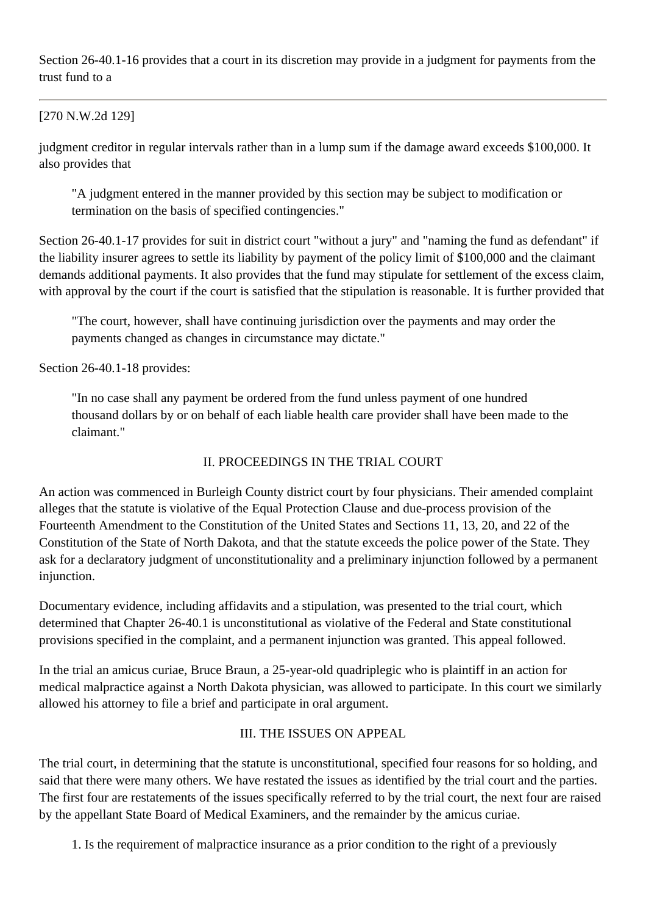Section 26-40.1-16 provides that a court in its discretion may provide in a judgment for payments from the trust fund to a

[270 N.W.2d 129]

judgment creditor in regular intervals rather than in a lump sum if the damage award exceeds $100,000. It also provides that

> "A judgment entered in the manner provided by this section may be subject to modification or termination on the basis of specified contingencies."

Section 26-40.1-17 provides for suit in district court "without a jury" and "naming the fund as defendant" if the liability insurer agrees to settle its liability by payment of the policy limit of $100,000 and the claimant demands additional payments. It also provides that the fund may stipulate for settlement of the excess claim, with approval by the court if the court is satisfied that the stipulation is reasonable. It is further provided that

> "The court, however, shall have continuing jurisdiction over the payments and may order the payments changed as changes in circumstance may dictate."

Section 26-40.1-18 provides:

> "In no case shall any payment be ordered from the fund unless payment of one hundred thousand dollars by or on behalf of each liable health care provider shall have been made to the claimant."

## II. PROCEEDINGS IN THE TRIAL COURT

An action was commenced in Burleigh County district court by four physicians. Their amended complaint alleges that the statute is violative of the Equal Protection Clause and due-process provision of the Fourteenth Amendment to the Constitution of the United States and Sections 11, 13, 20, and 22 of the Constitution of the State of North Dakota, and that the statute exceeds the police power of the State. They ask for a declaratory judgment of unconstitutionality and a preliminary injunction followed by a permanent injunction.

Documentary evidence, including affidavits and a stipulation, was presented to the trial court, which determined that Chapter 26-40.1 is unconstitutional as violative of the Federal and State constitutional provisions specified in the complaint, and a permanent injunction was granted. This appeal followed.

In the trial an amicus curiae, Bruce Braun, a 25-year-old quadriplegic who is plaintiff in an action for medical malpractice against a North Dakota physician, was allowed to participate. In this court we similarly allowed his attorney to file a brief and participate in oral argument.

## III. THE ISSUES ON APPEAL

The trial court, in determining that the statute is unconstitutional, specified four reasons for so holding, and said that there were many others. We have restated the issues as identified by the trial court and the parties. The first four are restatements of the issues specifically referred to by the trial court, the next four are raised by the appellant State Board of Medical Examiners, and the remainder by the amicus curiae.

1. Is the requirement of malpractice insurance as a prior condition to the right of a previously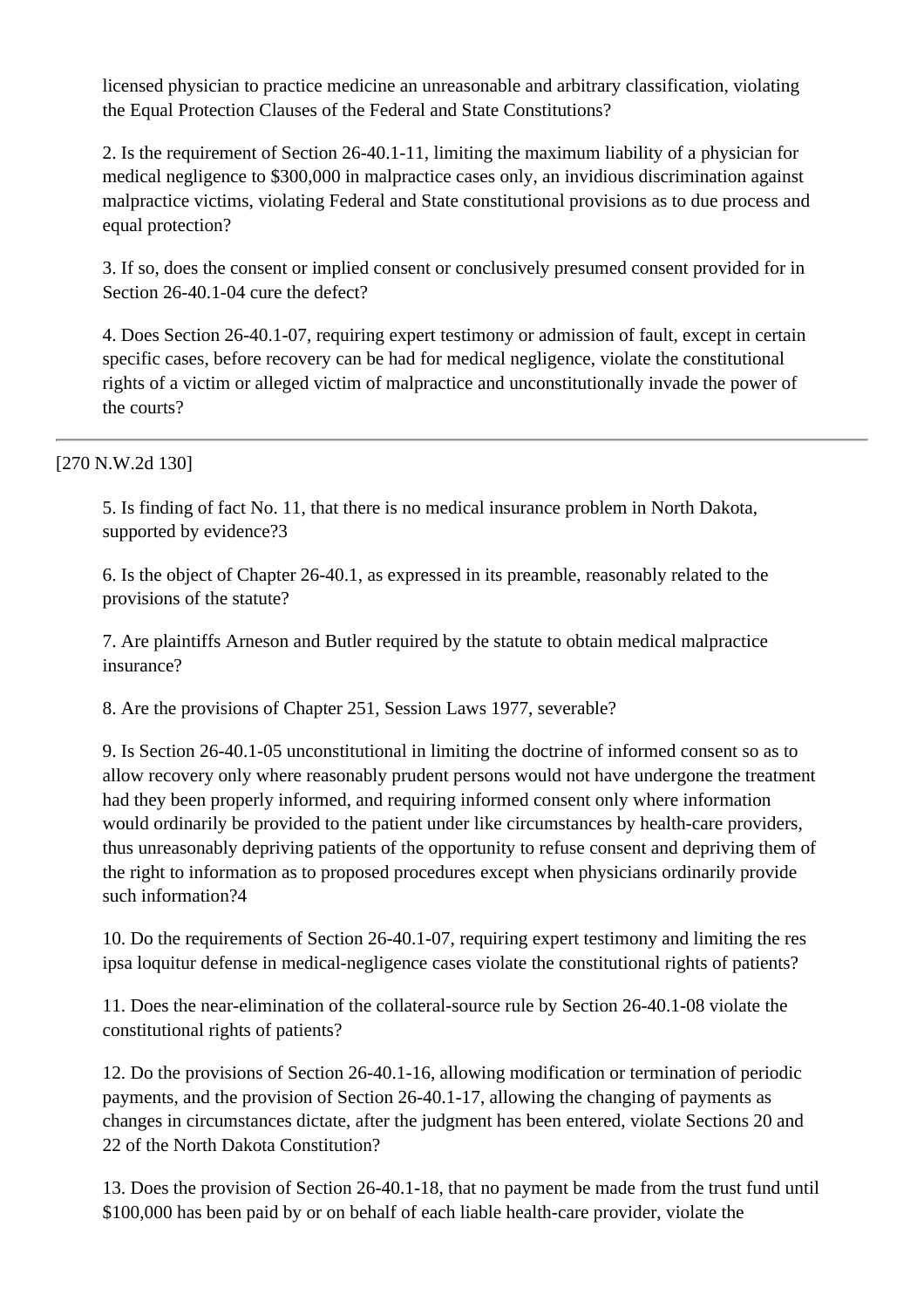licensed physician to practice medicine an unreasonable and arbitrary classification, violating the Equal Protection Clauses of the Federal and State Constitutions?

2. Is the requirement of Section 26-40.1-11, limiting the maximum liability of a physician for medical negligence to $300,000 in malpractice cases only, an invidious discrimination against malpractice victims, violating Federal and State constitutional provisions as to due process and equal protection?

3. If so, does the consent or implied consent or conclusively presumed consent provided for in Section 26-40.1-04 cure the defect?

4. Does Section 26-40.1-07, requiring expert testimony or admission of fault, except in certain specific cases, before recovery can be had for medical negligence, violate the constitutional rights of a victim or alleged victim of malpractice and unconstitutionally invade the power of the courts?

---

[270 N.W.2d 130]

5. Is finding of fact No. 11, that there is no medical insurance problem in North Dakota, supported by evidence?3

6. Is the object of Chapter 26-40.1, as expressed in its preamble, reasonably related to the provisions of the statute?

7. Are plaintiffs Arneson and Butler required by the statute to obtain medical malpractice insurance?

8. Are the provisions of Chapter 251, Session Laws 1977, severable?

9. Is Section 26-40.1-05 unconstitutional in limiting the doctrine of informed consent so as to allow recovery only where reasonably prudent persons would not have undergone the treatment had they been properly informed, and requiring informed consent only where information would ordinarily be provided to the patient under like circumstances by health-care providers, thus unreasonably depriving patients of the opportunity to refuse consent and depriving them of the right to information as to proposed procedures except when physicians ordinarily provide such information?4

10. Do the requirements of Section 26-40.1-07, requiring expert testimony and limiting the res ipsa loquitur defense in medical-negligence cases violate the constitutional rights of patients?

11. Does the near-elimination of the collateral-source rule by Section 26-40.1-08 violate the constitutional rights of patients?

12. Do the provisions of Section 26-40.1-16, allowing modification or termination of periodic payments, and the provision of Section 26-40.1-17, allowing the changing of payments as changes in circumstances dictate, after the judgment has been entered, violate Sections 20 and 22 of the North Dakota Constitution?

13. Does the provision of Section 26-40.1-18, that no payment be made from the trust fund until $100,000 has been paid by or on behalf of each liable health-care provider, violate the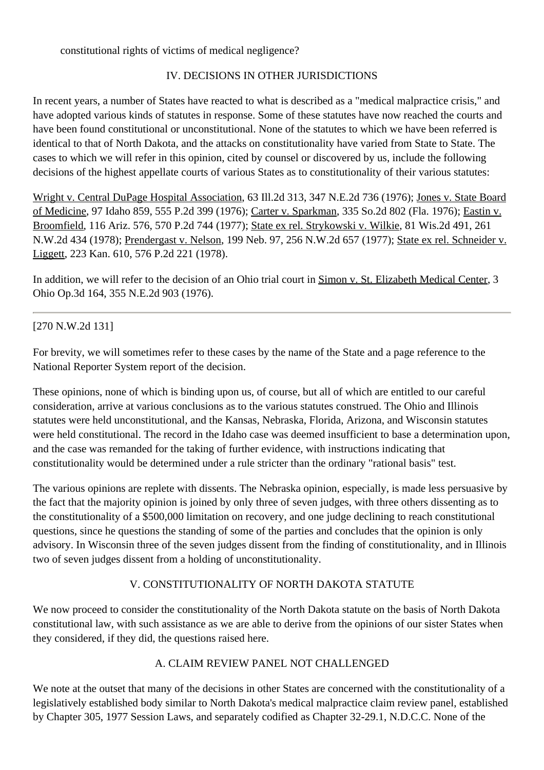constitutional rights of victims of medical negligence?

## IV. DECISIONS IN OTHER JURISDICTIONS

In recent years, a number of States have reacted to what is described as a "medical malpractice crisis," and have adopted various kinds of statutes in response. Some of these statutes have now reached the courts and have been found constitutional or unconstitutional. None of the statutes to which we have been referred is identical to that of North Dakota, and the attacks on constitutionality have varied from State to State. The cases to which we will refer in this opinion, cited by counsel or discovered by us, include the following decisions of the highest appellate courts of various States as to constitutionality of their various statutes:

Wright v. Central DuPage Hospital Association, 63 Ill.2d 313, 347 N.E.2d 736 (1976); Jones v. State Board of Medicine, 97 Idaho 859, 555 P.2d 399 (1976); Carter v. Sparkman, 335 So.2d 802 (Fla. 1976); Eastin v. Broomfield, 116 Ariz. 576, 570 P.2d 744 (1977); State ex rel. Strykowski v. Wilkie, 81 Wis.2d 491, 261 N.W.2d 434 (1978); Prendergast v. Nelson, 199 Neb. 97, 256 N.W.2d 657 (1977); State ex rel. Schneider v. Liggett, 223 Kan. 610, 576 P.2d 221 (1978).

In addition, we will refer to the decision of an Ohio trial court in Simon v. St. Elizabeth Medical Center, 3 Ohio Op.3d 164, 355 N.E.2d 903 (1976).

---

[270 N.W.2d 131]

For brevity, we will sometimes refer to these cases by the name of the State and a page reference to the National Reporter System report of the decision.

These opinions, none of which is binding upon us, of course, but all of which are entitled to our careful consideration, arrive at various conclusions as to the various statutes construed. The Ohio and Illinois statutes were held unconstitutional, and the Kansas, Nebraska, Florida, Arizona, and Wisconsin statutes were held constitutional. The record in the Idaho case was deemed insufficient to base a determination upon, and the case was remanded for the taking of further evidence, with instructions indicating that constitutionality would be determined under a rule stricter than the ordinary "rational basis" test.

The various opinions are replete with dissents. The Nebraska opinion, especially, is made less persuasive by the fact that the majority opinion is joined by only three of seven judges, with three others dissenting as to the constitutionality of a $500,000 limitation on recovery, and one judge declining to reach constitutional questions, since he questions the standing of some of the parties and concludes that the opinion is only advisory. In Wisconsin three of the seven judges dissent from the finding of constitutionality, and in Illinois two of seven judges dissent from a holding of unconstitutionality.

## V. CONSTITUTIONALITY OF NORTH DAKOTA STATUTE

We now proceed to consider the constitutionality of the North Dakota statute on the basis of North Dakota constitutional law, with such assistance as we are able to derive from the opinions of our sister States when they considered, if they did, the questions raised here.

### A. CLAIM REVIEW PANEL NOT CHALLENGED

We note at the outset that many of the decisions in other States are concerned with the constitutionality of a legislatively established body similar to North Dakota's medical malpractice claim review panel, established by Chapter 305, 1977 Session Laws, and separately codified as Chapter 32-29.1, N.D.C.C. None of the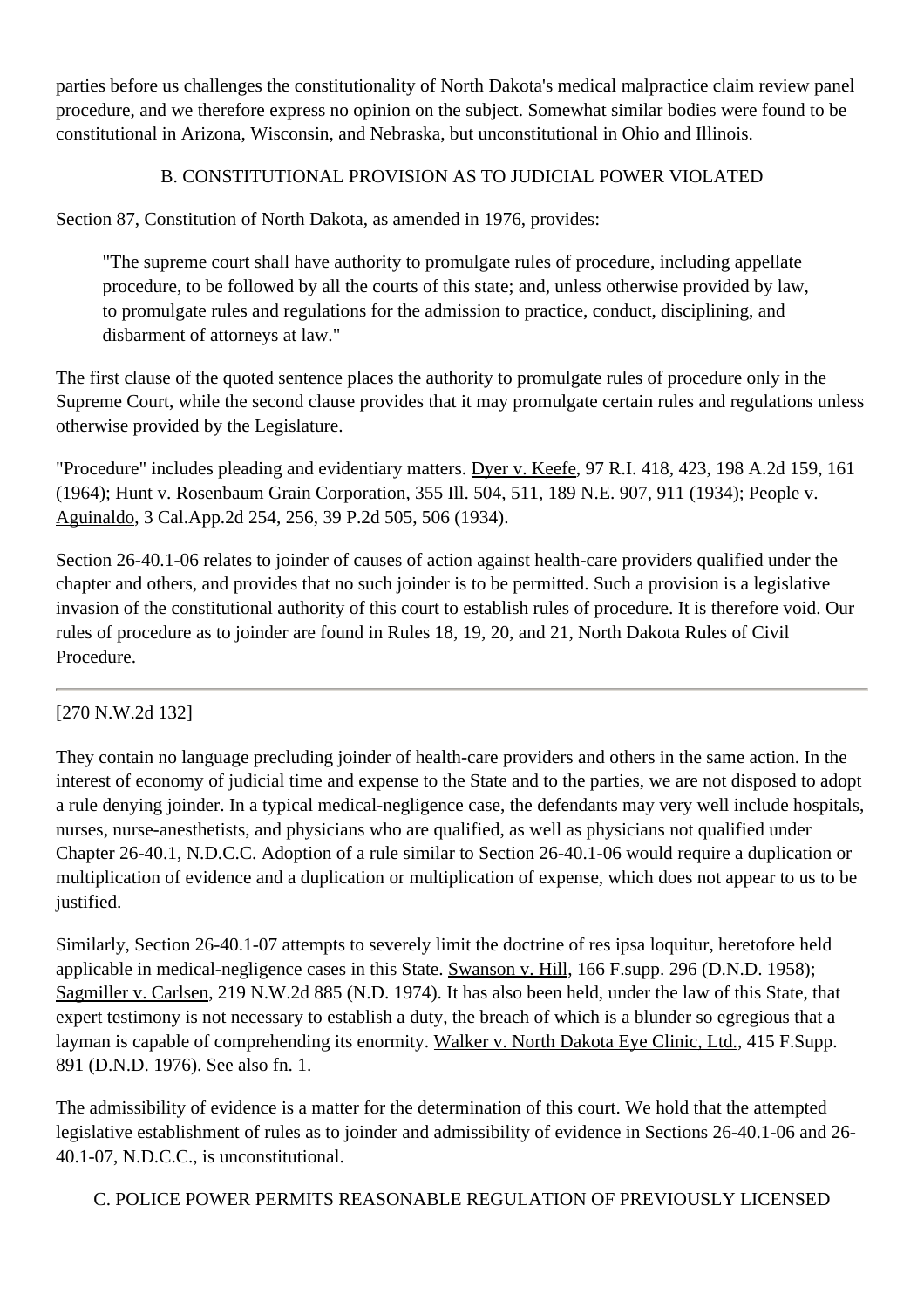parties before us challenges the constitutionality of North Dakota's medical malpractice claim review panel procedure, and we therefore express no opinion on the subject. Somewhat similar bodies were found to be constitutional in Arizona, Wisconsin, and Nebraska, but unconstitutional in Ohio and Illinois.

### B. CONSTITUTIONAL PROVISION AS TO JUDICIAL POWER VIOLATED

Section 87, Constitution of North Dakota, as amended in 1976, provides:

> "The supreme court shall have authority to promulgate rules of procedure, including appellate procedure, to be followed by all the courts of this state; and, unless otherwise provided by law, to promulgate rules and regulations for the admission to practice, conduct, disciplining, and disbarment of attorneys at law."

The first clause of the quoted sentence places the authority to promulgate rules of procedure only in the Supreme Court, while the second clause provides that it may promulgate certain rules and regulations unless otherwise provided by the Legislature.

"Procedure" includes pleading and evidentiary matters. Dyer v. Keefe, 97 R.I. 418, 423, 198 A.2d 159, 161 (1964); Hunt v. Rosenbaum Grain Corporation, 355 Ill. 504, 511, 189 N.E. 907, 911 (1934); People v. Aguinaldo, 3 Cal.App.2d 254, 256, 39 P.2d 505, 506 (1934).

Section 26-40.1-06 relates to joinder of causes of action against health-care providers qualified under the chapter and others, and provides that no such joinder is to be permitted. Such a provision is a legislative invasion of the constitutional authority of this court to establish rules of procedure. It is therefore void. Our rules of procedure as to joinder are found in Rules 18, 19, 20, and 21, North Dakota Rules of Civil Procedure.

---

[270 N.W.2d 132]

They contain no language precluding joinder of health-care providers and others in the same action. In the interest of economy of judicial time and expense to the State and to the parties, we are not disposed to adopt a rule denying joinder. In a typical medical-negligence case, the defendants may very well include hospitals, nurses, nurse-anesthetists, and physicians who are qualified, as well as physicians not qualified under Chapter 26-40.1, N.D.C.C. Adoption of a rule similar to Section 26-40.1-06 would require a duplication or multiplication of evidence and a duplication or multiplication of expense, which does not appear to us to be justified.

Similarly, Section 26-40.1-07 attempts to severely limit the doctrine of res ipsa loquitur, heretofore held applicable in medical-negligence cases in this State. Swanson v. Hill, 166 F.supp. 296 (D.N.D. 1958); Sagmiller v. Carlsen, 219 N.W.2d 885 (N.D. 1974). It has also been held, under the law of this State, that expert testimony is not necessary to establish a duty, the breach of which is a blunder so egregious that a layman is capable of comprehending its enormity. Walker v. North Dakota Eye Clinic, Ltd., 415 F.Supp. 891 (D.N.D. 1976). See also fn. 1.

The admissibility of evidence is a matter for the determination of this court. We hold that the attempted legislative establishment of rules as to joinder and admissibility of evidence in Sections 26-40.1-06 and 26-40.1-07, N.D.C.C., is unconstitutional.

### C. POLICE POWER PERMITS REASONABLE REGULATION OF PREVIOUSLY LICENSED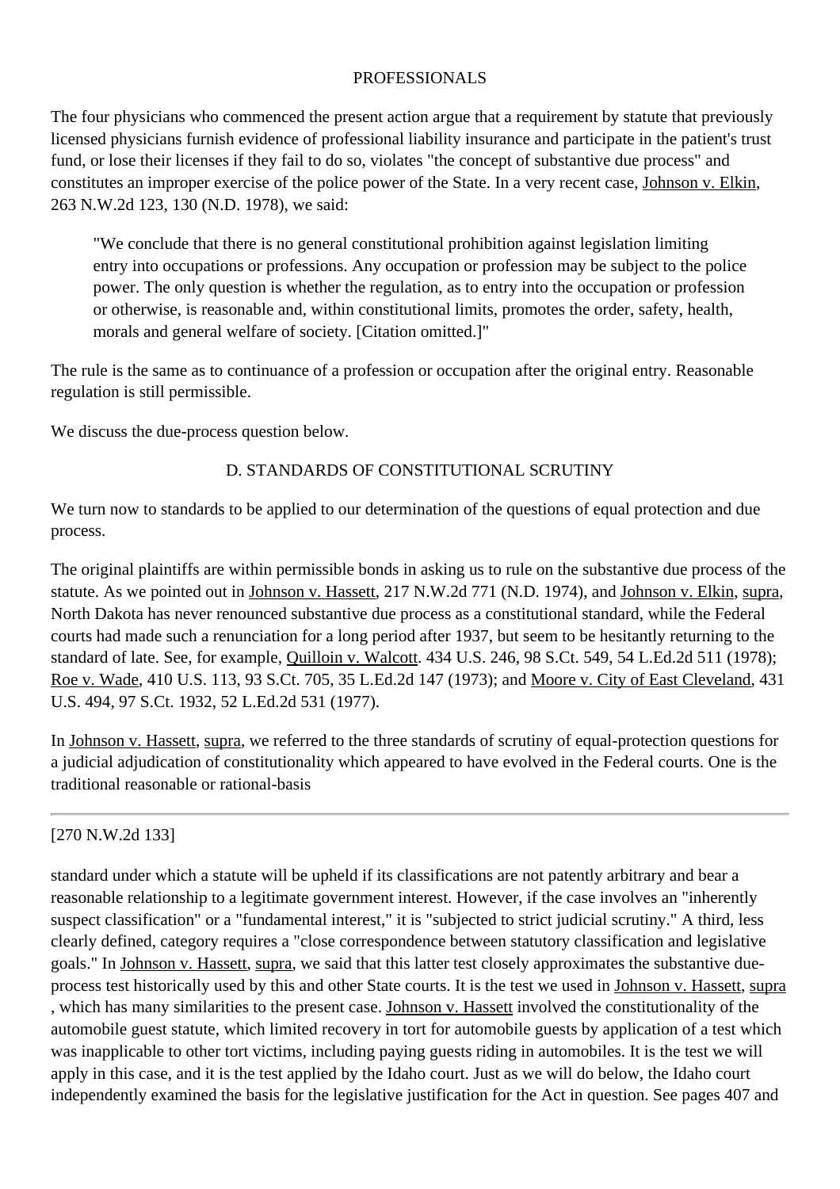PROFESSIONALS

The four physicians who commenced the present action argue that a requirement by statute that previously licensed physicians furnish evidence of professional liability insurance and participate in the patient's trust fund, or lose their licenses if they fail to do so, violates "the concept of substantive due process" and constitutes an improper exercise of the police power of the State. In a very recent case, Johnson v. Elkin, 263 N.W.2d 123, 130 (N.D. 1978), we said:

> "We conclude that there is no general constitutional prohibition against legislation limiting entry into occupations or professions. Any occupation or profession may be subject to the police power. The only question is whether the regulation, as to entry into the occupation or profession or otherwise, is reasonable and, within constitutional limits, promotes the order, safety, health, morals and general welfare of society. [Citation omitted.]"

The rule is the same as to continuance of a profession or occupation after the original entry. Reasonable regulation is still permissible.

We discuss the due-process question below.

D. STANDARDS OF CONSTITUTIONAL SCRUTINY

We turn now to standards to be applied to our determination of the questions of equal protection and due process.

The original plaintiffs are within permissible bonds in asking us to rule on the substantive due process of the statute. As we pointed out in Johnson v. Hassett, 217 N.W.2d 771 (N.D. 1974), and Johnson v. Elkin, supra, North Dakota has never renounced substantive due process as a constitutional standard, while the Federal courts had made such a renunciation for a long period after 1937, but seem to be hesitantly returning to the standard of late. See, for example, Quilloin v. Walcott. 434 U.S. 246, 98 S.Ct. 549, 54 L.Ed.2d 511 (1978); Roe v. Wade, 410 U.S. 113, 93 S.Ct. 705, 35 L.Ed.2d 147 (1973); and Moore v. City of East Cleveland, 431 U.S. 494, 97 S.Ct. 1932, 52 L.Ed.2d 531 (1977).

In Johnson v. Hassett, supra, we referred to the three standards of scrutiny of equal-protection questions for a judicial adjudication of constitutionality which appeared to have evolved in the Federal courts. One is the traditional reasonable or rational-basis

[270 N.W.2d 133]

standard under which a statute will be upheld if its classifications are not patently arbitrary and bear a reasonable relationship to a legitimate government interest. However, if the case involves an "inherently suspect classification" or a "fundamental interest," it is "subjected to strict judicial scrutiny." A third, less clearly defined, category requires a "close correspondence between statutory classification and legislative goals." In Johnson v. Hassett, supra, we said that this latter test closely approximates the substantive due-process test historically used by this and other State courts. It is the test we used in Johnson v. Hassett, supra, which has many similarities to the present case. Johnson v. Hassett involved the constitutionality of the automobile guest statute, which limited recovery in tort for automobile guests by application of a test which was inapplicable to other tort victims, including paying guests riding in automobiles. It is the test we will apply in this case, and it is the test applied by the Idaho court. Just as we will do below, the Idaho court independently examined the basis for the legislative justification for the Act in question. See pages 407 and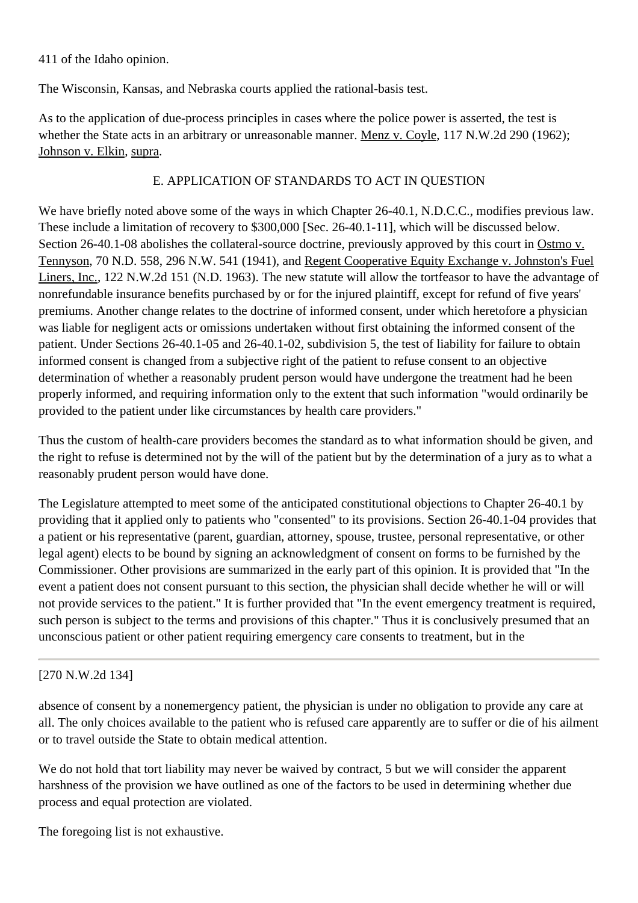411 of the Idaho opinion.

The Wisconsin, Kansas, and Nebraska courts applied the rational-basis test.

As to the application of due-process principles in cases where the police power is asserted, the test is whether the State acts in an arbitrary or unreasonable manner. Menz v. Coyle, 117 N.W.2d 290 (1962); Johnson v. Elkin, supra.

E. APPLICATION OF STANDARDS TO ACT IN QUESTION

We have briefly noted above some of the ways in which Chapter 26-40.1, N.D.C.C., modifies previous law. These include a limitation of recovery to $300,000 [Sec. 26-40.1-11], which will be discussed below. Section 26-40.1-08 abolishes the collateral-source doctrine, previously approved by this court in Ostmo v. Tennyson, 70 N.D. 558, 296 N.W. 541 (1941), and Regent Cooperative Equity Exchange v. Johnston's Fuel Liners, Inc., 122 N.W.2d 151 (N.D. 1963). The new statute will allow the tortfeasor to have the advantage of nonrefundable insurance benefits purchased by or for the injured plaintiff, except for refund of five years' premiums. Another change relates to the doctrine of informed consent, under which heretofore a physician was liable for negligent acts or omissions undertaken without first obtaining the informed consent of the patient. Under Sections 26-40.1-05 and 26-40.1-02, subdivision 5, the test of liability for failure to obtain informed consent is changed from a subjective right of the patient to refuse consent to an objective determination of whether a reasonably prudent person would have undergone the treatment had he been properly informed, and requiring information only to the extent that such information "would ordinarily be provided to the patient under like circumstances by health care providers."

Thus the custom of health-care providers becomes the standard as to what information should be given, and the right to refuse is determined not by the will of the patient but by the determination of a jury as to what a reasonably prudent person would have done.

The Legislature attempted to meet some of the anticipated constitutional objections to Chapter 26-40.1 by providing that it applied only to patients who "consented" to its provisions. Section 26-40.1-04 provides that a patient or his representative (parent, guardian, attorney, spouse, trustee, personal representative, or other legal agent) elects to be bound by signing an acknowledgment of consent on forms to be furnished by the Commissioner. Other provisions are summarized in the early part of this opinion. It is provided that "In the event a patient does not consent pursuant to this section, the physician shall decide whether he will or will not provide services to the patient." It is further provided that "In the event emergency treatment is required, such person is subject to the terms and provisions of this chapter." Thus it is conclusively presumed that an unconscious patient or other patient requiring emergency care consents to treatment, but in the

[270 N.W.2d 134]

absence of consent by a nonemergency patient, the physician is under no obligation to provide any care at all. The only choices available to the patient who is refused care apparently are to suffer or die of his ailment or to travel outside the State to obtain medical attention.

We do not hold that tort liability may never be waived by contract, 5 but we will consider the apparent harshness of the provision we have outlined as one of the factors to be used in determining whether due process and equal protection are violated.

The foregoing list is not exhaustive.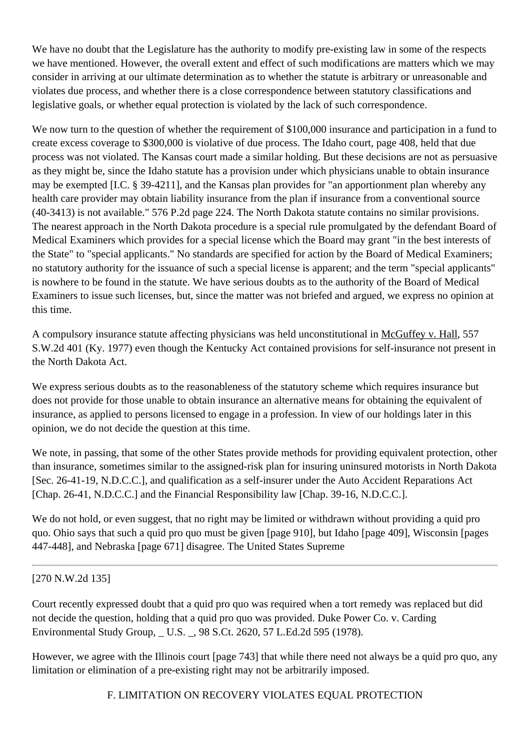We have no doubt that the Legislature has the authority to modify pre-existing law in some of the respects we have mentioned. However, the overall extent and effect of such modifications are matters which we may consider in arriving at our ultimate determination as to whether the statute is arbitrary or unreasonable and violates due process, and whether there is a close correspondence between statutory classifications and legislative goals, or whether equal protection is violated by the lack of such correspondence.

We now turn to the question of whether the requirement of $100,000 insurance and participation in a fund to create excess coverage to $300,000 is violative of due process. The Idaho court, page 408, held that due process was not violated. The Kansas court made a similar holding. But these decisions are not as persuasive as they might be, since the Idaho statute has a provision under which physicians unable to obtain insurance may be exempted [I.C. § 39-4211], and the Kansas plan provides for "an apportionment plan whereby any health care provider may obtain liability insurance from the plan if insurance from a conventional source (40-3413) is not available." 576 P.2d page 224. The North Dakota statute contains no similar provisions. The nearest approach in the North Dakota procedure is a special rule promulgated by the defendant Board of Medical Examiners which provides for a special license which the Board may grant "in the best interests of the State" to "special applicants." No standards are specified for action by the Board of Medical Examiners; no statutory authority for the issuance of such a special license is apparent; and the term "special applicants" is nowhere to be found in the statute. We have serious doubts as to the authority of the Board of Medical Examiners to issue such licenses, but, since the matter was not briefed and argued, we express no opinion at this time.

A compulsory insurance statute affecting physicians was held unconstitutional in McGuffey v. Hall, 557 S.W.2d 401 (Ky. 1977) even though the Kentucky Act contained provisions for self-insurance not present in the North Dakota Act.

We express serious doubts as to the reasonableness of the statutory scheme which requires insurance but does not provide for those unable to obtain insurance an alternative means for obtaining the equivalent of insurance, as applied to persons licensed to engage in a profession. In view of our holdings later in this opinion, we do not decide the question at this time.

We note, in passing, that some of the other States provide methods for providing equivalent protection, other than insurance, sometimes similar to the assigned-risk plan for insuring uninsured motorists in North Dakota [Sec. 26-41-19, N.D.C.C.], and qualification as a self-insurer under the Auto Accident Reparations Act [Chap. 26-41, N.D.C.C.] and the Financial Responsibility law [Chap. 39-16, N.D.C.C.].

We do not hold, or even suggest, that no right may be limited or withdrawn without providing a quid pro quo. Ohio says that such a quid pro quo must be given [page 910], but Idaho [page 409], Wisconsin [pages 447-448], and Nebraska [page 671] disagree. The United States Supreme

[270 N.W.2d 135]

Court recently expressed doubt that a quid pro quo was required when a tort remedy was replaced but did not decide the question, holding that a quid pro quo was provided. Duke Power Co. v. Carding Environmental Study Group, _ U.S. _, 98 S.Ct. 2620, 57 L.Ed.2d 595 (1978).

However, we agree with the Illinois court [page 743] that while there need not always be a quid pro quo, any limitation or elimination of a pre-existing right may not be arbitrarily imposed.

## F. LIMITATION ON RECOVERY VIOLATES EQUAL PROTECTION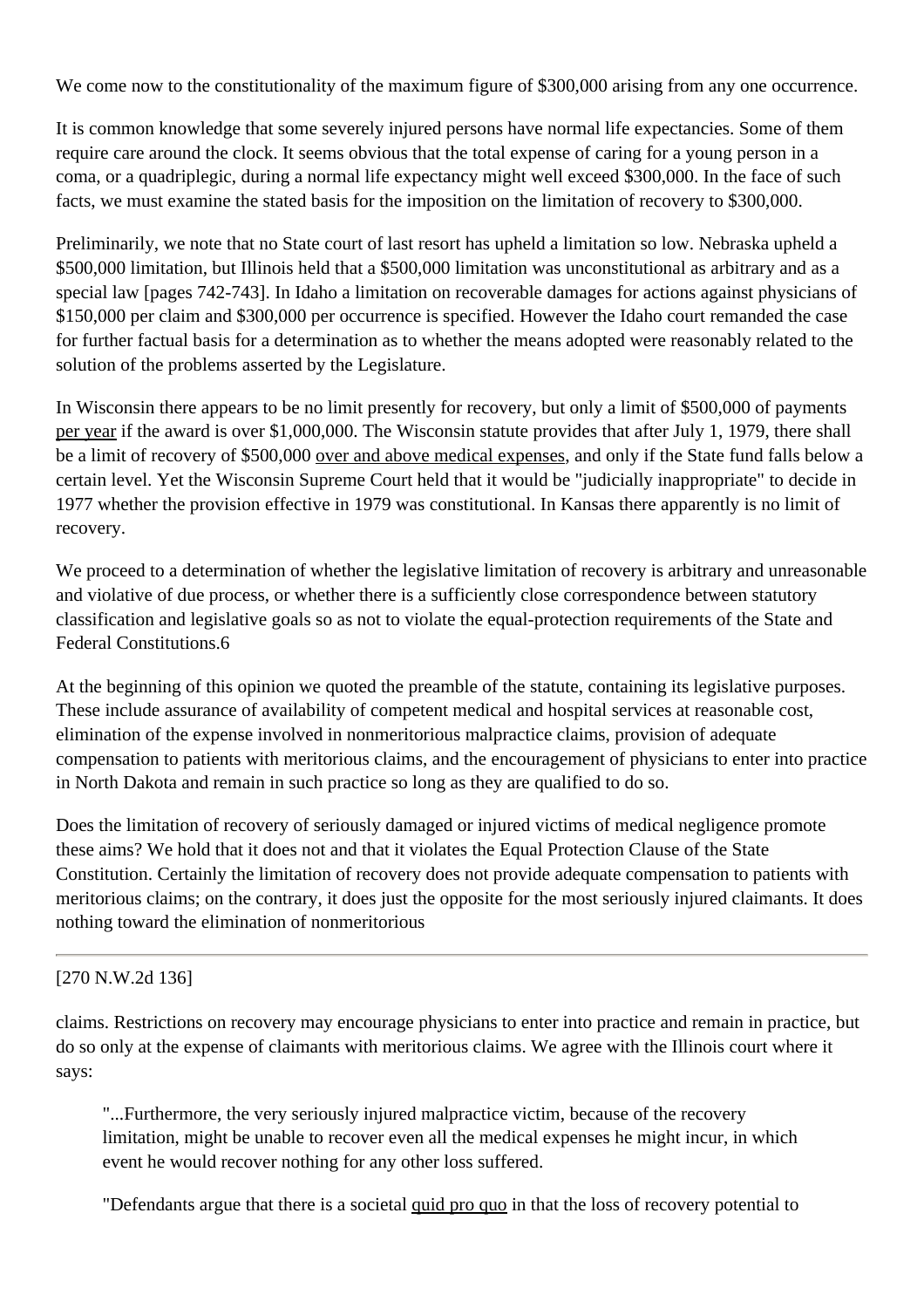We come now to the constitutionality of the maximum figure of $300,000 arising from any one occurrence.

It is common knowledge that some severely injured persons have normal life expectancies. Some of them require care around the clock. It seems obvious that the total expense of caring for a young person in a coma, or a quadriplegic, during a normal life expectancy might well exceed $300,000. In the face of such facts, we must examine the stated basis for the imposition on the limitation of recovery to $300,000.

Preliminarily, we note that no State court of last resort has upheld a limitation so low. Nebraska upheld a $500,000 limitation, but Illinois held that a $500,000 limitation was unconstitutional as arbitrary and as a special law [pages 742-743]. In Idaho a limitation on recoverable damages for actions against physicians of $150,000 per claim and $300,000 per occurrence is specified. However the Idaho court remanded the case for further factual basis for a determination as to whether the means adopted were reasonably related to the solution of the problems asserted by the Legislature.

In Wisconsin there appears to be no limit presently for recovery, but only a limit of $500,000 of payments per year if the award is over $1,000,000. The Wisconsin statute provides that after July 1, 1979, there shall be a limit of recovery of $500,000 over and above medical expenses, and only if the State fund falls below a certain level. Yet the Wisconsin Supreme Court held that it would be "judicially inappropriate" to decide in 1977 whether the provision effective in 1979 was constitutional. In Kansas there apparently is no limit of recovery.

We proceed to a determination of whether the legislative limitation of recovery is arbitrary and unreasonable and violative of due process, or whether there is a sufficiently close correspondence between statutory classification and legislative goals so as not to violate the equal-protection requirements of the State and Federal Constitutions.6

At the beginning of this opinion we quoted the preamble of the statute, containing its legislative purposes. These include assurance of availability of competent medical and hospital services at reasonable cost, elimination of the expense involved in nonmeritorious malpractice claims, provision of adequate compensation to patients with meritorious claims, and the encouragement of physicians to enter into practice in North Dakota and remain in such practice so long as they are qualified to do so.

Does the limitation of recovery of seriously damaged or injured victims of medical negligence promote these aims? We hold that it does not and that it violates the Equal Protection Clause of the State Constitution. Certainly the limitation of recovery does not provide adequate compensation to patients with meritorious claims; on the contrary, it does just the opposite for the most seriously injured claimants. It does nothing toward the elimination of nonmeritorious

---

[270 N.W.2d 136]

claims. Restrictions on recovery may encourage physicians to enter into practice and remain in practice, but do so only at the expense of claimants with meritorious claims. We agree with the Illinois court where it says:

> "...Furthermore, the very seriously injured malpractice victim, because of the recovery limitation, might be unable to recover even all the medical expenses he might incur, in which event he would recover nothing for any other loss suffered.
>
> "Defendants argue that there is a societal quid pro quo in that the loss of recovery potential to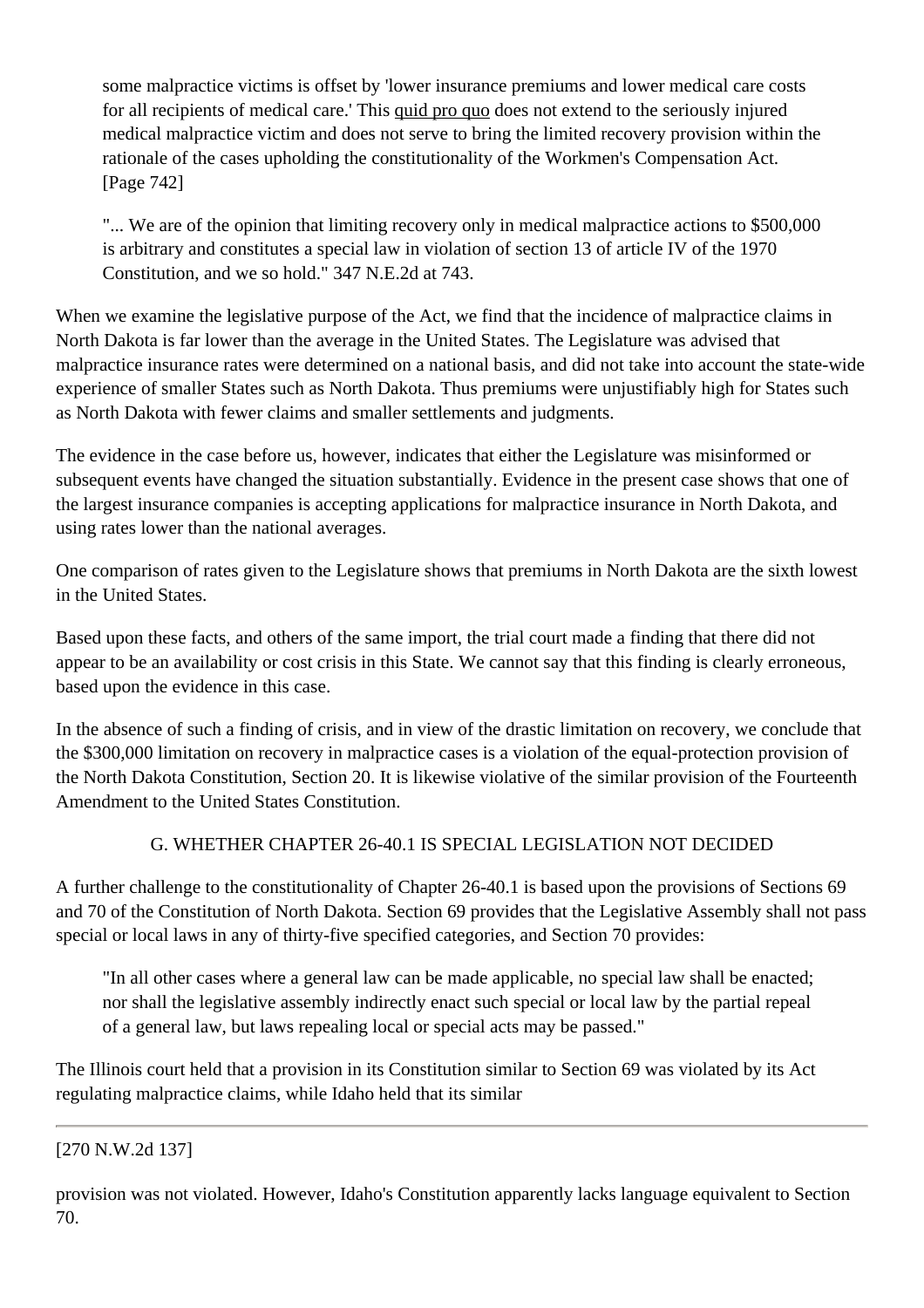> some malpractice victims is offset by 'lower insurance premiums and lower medical care costs for all recipients of medical care.' This quid pro quo does not extend to the seriously injured medical malpractice victim and does not serve to bring the limited recovery provision within the rationale of the cases upholding the constitutionality of the Workmen's Compensation Act. [Page 742]
>
> "... We are of the opinion that limiting recovery only in medical malpractice actions to $500,000 is arbitrary and constitutes a special law in violation of section 13 of article IV of the 1970 Constitution, and we so hold." 347 N.E.2d at 743.

When we examine the legislative purpose of the Act, we find that the incidence of malpractice claims in North Dakota is far lower than the average in the United States. The Legislature was advised that malpractice insurance rates were determined on a national basis, and did not take into account the state-wide experience of smaller States such as North Dakota. Thus premiums were unjustifiably high for States such as North Dakota with fewer claims and smaller settlements and judgments.

The evidence in the case before us, however, indicates that either the Legislature was misinformed or subsequent events have changed the situation substantially. Evidence in the present case shows that one of the largest insurance companies is accepting applications for malpractice insurance in North Dakota, and using rates lower than the national averages.

One comparison of rates given to the Legislature shows that premiums in North Dakota are the sixth lowest in the United States.

Based upon these facts, and others of the same import, the trial court made a finding that there did not appear to be an availability or cost crisis in this State. We cannot say that this finding is clearly erroneous, based upon the evidence in this case.

In the absence of such a finding of crisis, and in view of the drastic limitation on recovery, we conclude that the $300,000 limitation on recovery in malpractice cases is a violation of the equal-protection provision of the North Dakota Constitution, Section 20. It is likewise violative of the similar provision of the Fourteenth Amendment to the United States Constitution.

### G. WHETHER CHAPTER 26-40.1 IS SPECIAL LEGISLATION NOT DECIDED

A further challenge to the constitutionality of Chapter 26-40.1 is based upon the provisions of Sections 69 and 70 of the Constitution of North Dakota. Section 69 provides that the Legislative Assembly shall not pass special or local laws in any of thirty-five specified categories, and Section 70 provides:

> "In all other cases where a general law can be made applicable, no special law shall be enacted; nor shall the legislative assembly indirectly enact such special or local law by the partial repeal of a general law, but laws repealing local or special acts may be passed."

The Illinois court held that a provision in its Constitution similar to Section 69 was violated by its Act regulating malpractice claims, while Idaho held that its similar

[270 N.W.2d 137]

provision was not violated. However, Idaho's Constitution apparently lacks language equivalent to Section 70.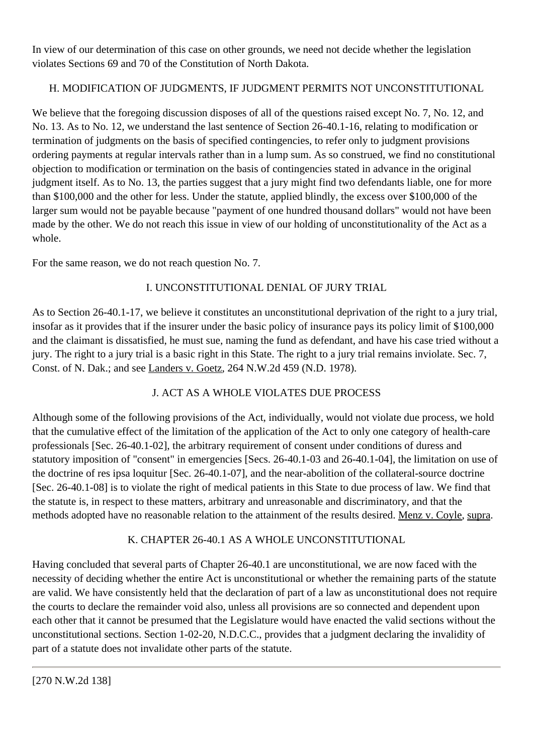In view of our determination of this case on other grounds, we need not decide whether the legislation violates Sections 69 and 70 of the Constitution of North Dakota.

## H. MODIFICATION OF JUDGMENTS, IF JUDGMENT PERMITS NOT UNCONSTITUTIONAL

We believe that the foregoing discussion disposes of all of the questions raised except No. 7, No. 12, and No. 13. As to No. 12, we understand the last sentence of Section 26-40.1-16, relating to modification or termination of judgments on the basis of specified contingencies, to refer only to judgment provisions ordering payments at regular intervals rather than in a lump sum. As so construed, we find no constitutional objection to modification or termination on the basis of contingencies stated in advance in the original judgment itself. As to No. 13, the parties suggest that a jury might find two defendants liable, one for more than $100,000 and the other for less. Under the statute, applied blindly, the excess over $100,000 of the larger sum would not be payable because "payment of one hundred thousand dollars" would not have been made by the other. We do not reach this issue in view of our holding of unconstitutionality of the Act as a whole.

For the same reason, we do not reach question No. 7.

## I. UNCONSTITUTIONAL DENIAL OF JURY TRIAL

As to Section 26-40.1-17, we believe it constitutes an unconstitutional deprivation of the right to a jury trial, insofar as it provides that if the insurer under the basic policy of insurance pays its policy limit of $100,000 and the claimant is dissatisfied, he must sue, naming the fund as defendant, and have his case tried without a jury. The right to a jury trial is a basic right in this State. The right to a jury trial remains inviolate. Sec. 7, Const. of N. Dak.; and see Landers v. Goetz, 264 N.W.2d 459 (N.D. 1978).

## J. ACT AS A WHOLE VIOLATES DUE PROCESS

Although some of the following provisions of the Act, individually, would not violate due process, we hold that the cumulative effect of the limitation of the application of the Act to only one category of health-care professionals [Sec. 26-40.1-02], the arbitrary requirement of consent under conditions of duress and statutory imposition of "consent" in emergencies [Secs. 26-40.1-03 and 26-40.1-04], the limitation on use of the doctrine of res ipsa loquitur [Sec. 26-40.1-07], and the near-abolition of the collateral-source doctrine [Sec. 26-40.1-08] is to violate the right of medical patients in this State to due process of law. We find that the statute is, in respect to these matters, arbitrary and unreasonable and discriminatory, and that the methods adopted have no reasonable relation to the attainment of the results desired. Menz v. Coyle, supra.

## K. CHAPTER 26-40.1 AS A WHOLE UNCONSTITUTIONAL

Having concluded that several parts of Chapter 26-40.1 are unconstitutional, we are now faced with the necessity of deciding whether the entire Act is unconstitutional or whether the remaining parts of the statute are valid. We have consistently held that the declaration of part of a law as unconstitutional does not require the courts to declare the remainder void also, unless all provisions are so connected and dependent upon each other that it cannot be presumed that the Legislature would have enacted the valid sections without the unconstitutional sections. Section 1-02-20, N.D.C.C., provides that a judgment declaring the invalidity of part of a statute does not invalidate other parts of the statute.

---

[270 N.W.2d 138]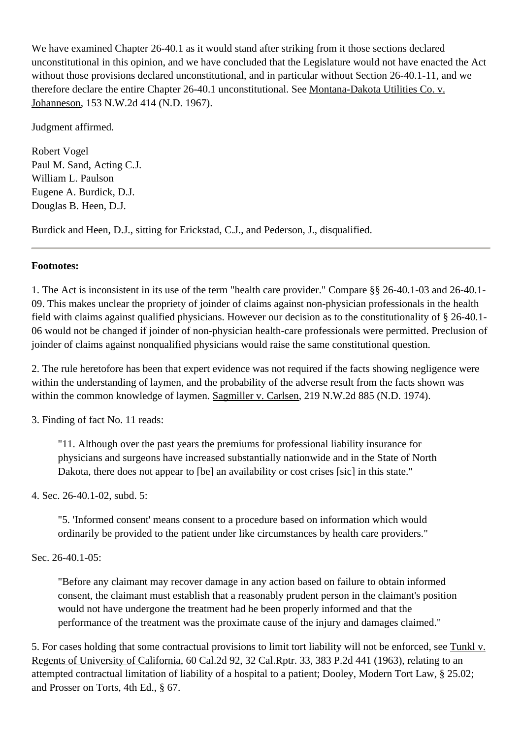We have examined Chapter 26-40.1 as it would stand after striking from it those sections declared unconstitutional in this opinion, and we have concluded that the Legislature would not have enacted the Act without those provisions declared unconstitutional, and in particular without Section 26-40.1-11, and we therefore declare the entire Chapter 26-40.1 unconstitutional. See Montana-Dakota Utilities Co. v. Johanneson, 153 N.W.2d 414 (N.D. 1967).

Judgment affirmed.

Robert Vogel
Paul M. Sand, Acting C.J.
William L. Paulson
Eugene A. Burdick, D.J.
Douglas B. Heen, D.J.

Burdick and Heen, D.J., sitting for Erickstad, C.J., and Pederson, J., disqualified.

---

**Footnotes:**

1. The Act is inconsistent in its use of the term "health care provider." Compare §§ 26-40.1-03 and 26-40.1-09. This makes unclear the propriety of joinder of claims against non-physician professionals in the health field with claims against qualified physicians. However our decision as to the constitutionality of § 26-40.1-06 would not be changed if joinder of non-physician health-care professionals were permitted. Preclusion of joinder of claims against nonqualified physicians would raise the same constitutional question.

2. The rule heretofore has been that expert evidence was not required if the facts showing negligence were within the understanding of laymen, and the probability of the adverse result from the facts shown was within the common knowledge of laymen. Sagmiller v. Carlsen, 219 N.W.2d 885 (N.D. 1974).

3. Finding of fact No. 11 reads:

> "11. Although over the past years the premiums for professional liability insurance for physicians and surgeons have increased substantially nationwide and in the State of North Dakota, there does not appear to [be] an availability or cost crises [sic] in this state."

4. Sec. 26-40.1-02, subd. 5:

> "5. 'Informed consent' means consent to a procedure based on information which would ordinarily be provided to the patient under like circumstances by health care providers."

Sec. 26-40.1-05:

> "Before any claimant may recover damage in any action based on failure to obtain informed consent, the claimant must establish that a reasonably prudent person in the claimant's position would not have undergone the treatment had he been properly informed and that the performance of the treatment was the proximate cause of the injury and damages claimed."

5. For cases holding that some contractual provisions to limit tort liability will not be enforced, see Tunkl v. Regents of University of California, 60 Cal.2d 92, 32 Cal.Rptr. 33, 383 P.2d 441 (1963), relating to an attempted contractual limitation of liability of a hospital to a patient; Dooley, Modern Tort Law, § 25.02; and Prosser on Torts, 4th Ed., § 67.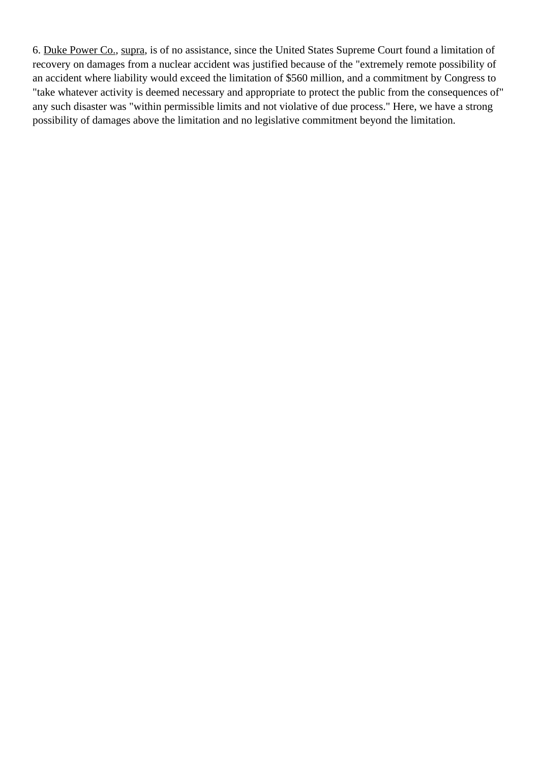6. Duke Power Co., supra, is of no assistance, since the United States Supreme Court found a limitation of recovery on damages from a nuclear accident was justified because of the "extremely remote possibility of an accident where liability would exceed the limitation of $560 million, and a commitment by Congress to "take whatever activity is deemed necessary and appropriate to protect the public from the consequences of" any such disaster was "within permissible limits and not violative of due process." Here, we have a strong possibility of damages above the limitation and no legislative commitment beyond the limitation.